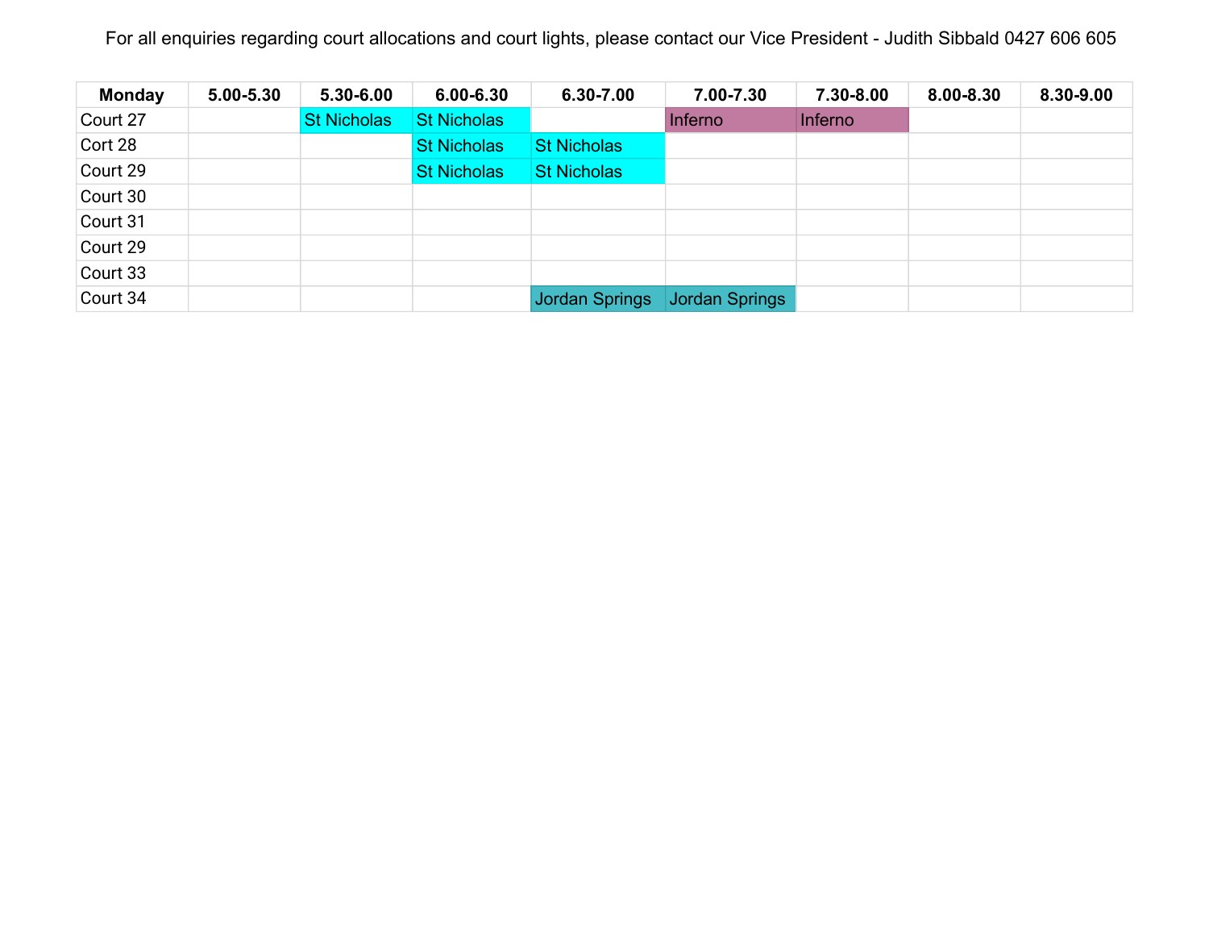For all enquiries regarding court allocations and court lights, please contact our Vice President - Judith Sibbald 0427 606 605

| Monday | 5.00-5.30 | 5.30-6.00 | 6.00-6.30 | 6.30-7.00 | 7.00-7.30 | 7.30-8.00 | 8.00-8.30 | 8.30-9.00 |
|---|---|---|---|---|---|---|---|---|
| Court 27 | | St Nicholas | St Nicholas | | Inferno | Inferno | | |
| Cort 28 | | | St Nicholas | St Nicholas | | | | |
| Court 29 | | | St Nicholas | St Nicholas | | | | |
| Court 30 | | | | | | | | |
| Court 31 | | | | | | | | |
| Court 29 | | | | | | | | |
| Court 33 | | | | | | | | |
| Court 34 | | | | Jordan Springs | Jordan Springs | | | |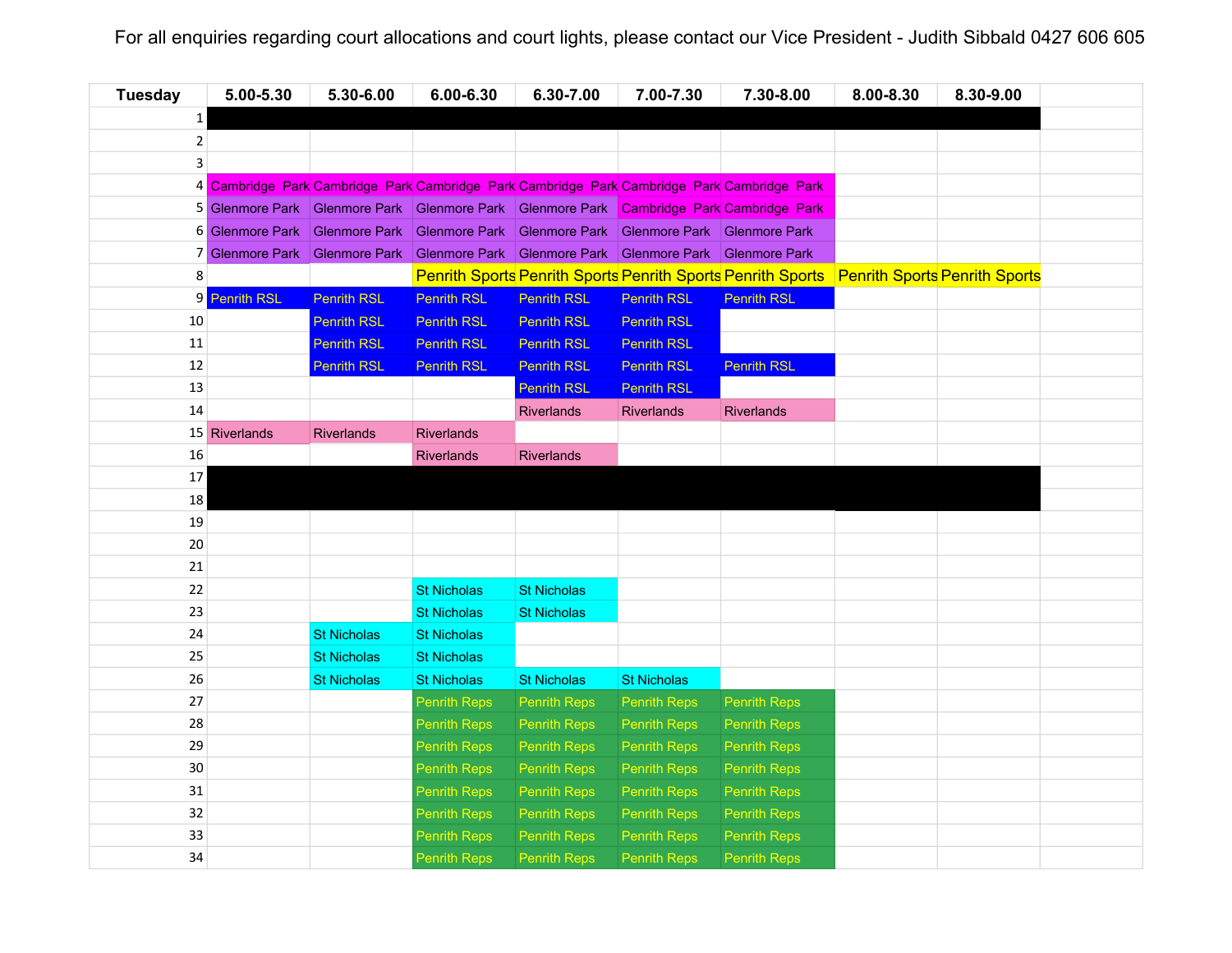For all enquiries regarding court allocations and court lights, please contact our Vice President - Judith Sibbald 0427 606 605

| Tuesday | 5.00-5.30 | 5.30-6.00 | 6.00-6.30 | 6.30-7.00 | 7.00-7.30 | 7.30-8.00 | 8.00-8.30 | 8.30-9.00 |
|---|---|---|---|---|---|---|---|---|
| 1 | | | | | | | | |
| 2 | | | | | | | | |
| 3 | | | | | | | | |
| 4 | Cambridge Park | Cambridge Park | Cambridge Park | Cambridge Park | Cambridge Park | Cambridge Park | | |
| 5 | Glenmore Park | Glenmore Park | Glenmore Park | Glenmore Park | Cambridge Park | Cambridge Park | | |
| 6 | Glenmore Park | Glenmore Park | Glenmore Park | Glenmore Park | Glenmore Park | Glenmore Park | | |
| 7 | Glenmore Park | Glenmore Park | Glenmore Park | Glenmore Park | Glenmore Park | Glenmore Park | | |
| 8 | | | Penrith Sports | Penrith Sports | Penrith Sports | Penrith Sports | Penrith Sports | Penrith Sports |
| 9 | Penrith RSL | Penrith RSL | Penrith RSL | Penrith RSL | Penrith RSL | Penrith RSL | | |
| 10 | | Penrith RSL | Penrith RSL | Penrith RSL | Penrith RSL | | | |
| 11 | | Penrith RSL | Penrith RSL | Penrith RSL | Penrith RSL | | | |
| 12 | | Penrith RSL | Penrith RSL | Penrith RSL | Penrith RSL | Penrith RSL | | |
| 13 | | | | Penrith RSL | Penrith RSL | | | |
| 14 | | | | Riverlands | Riverlands | Riverlands | | |
| 15 | Riverlands | Riverlands | Riverlands | | | | | |
| 16 | | | Riverlands | Riverlands | | | | |
| 17 | | | | | | | | |
| 18 | | | | | | | | |
| 19 | | | | | | | | |
| 20 | | | | | | | | |
| 21 | | | | | | | | |
| 22 | | | St Nicholas | St Nicholas | | | | |
| 23 | | | St Nicholas | St Nicholas | | | | |
| 24 | | St Nicholas | St Nicholas | | | | | |
| 25 | | St Nicholas | St Nicholas | | | | | |
| 26 | | St Nicholas | St Nicholas | St Nicholas | St Nicholas | | | |
| 27 | | | Penrith Reps | Penrith Reps | Penrith Reps | Penrith Reps | | |
| 28 | | | Penrith Reps | Penrith Reps | Penrith Reps | Penrith Reps | | |
| 29 | | | Penrith Reps | Penrith Reps | Penrith Reps | Penrith Reps | | |
| 30 | | | Penrith Reps | Penrith Reps | Penrith Reps | Penrith Reps | | |
| 31 | | | Penrith Reps | Penrith Reps | Penrith Reps | Penrith Reps | | |
| 32 | | | Penrith Reps | Penrith Reps | Penrith Reps | Penrith Reps | | |
| 33 | | | Penrith Reps | Penrith Reps | Penrith Reps | Penrith Reps | | |
| 34 | | | Penrith Reps | Penrith Reps | Penrith Reps | Penrith Reps | | |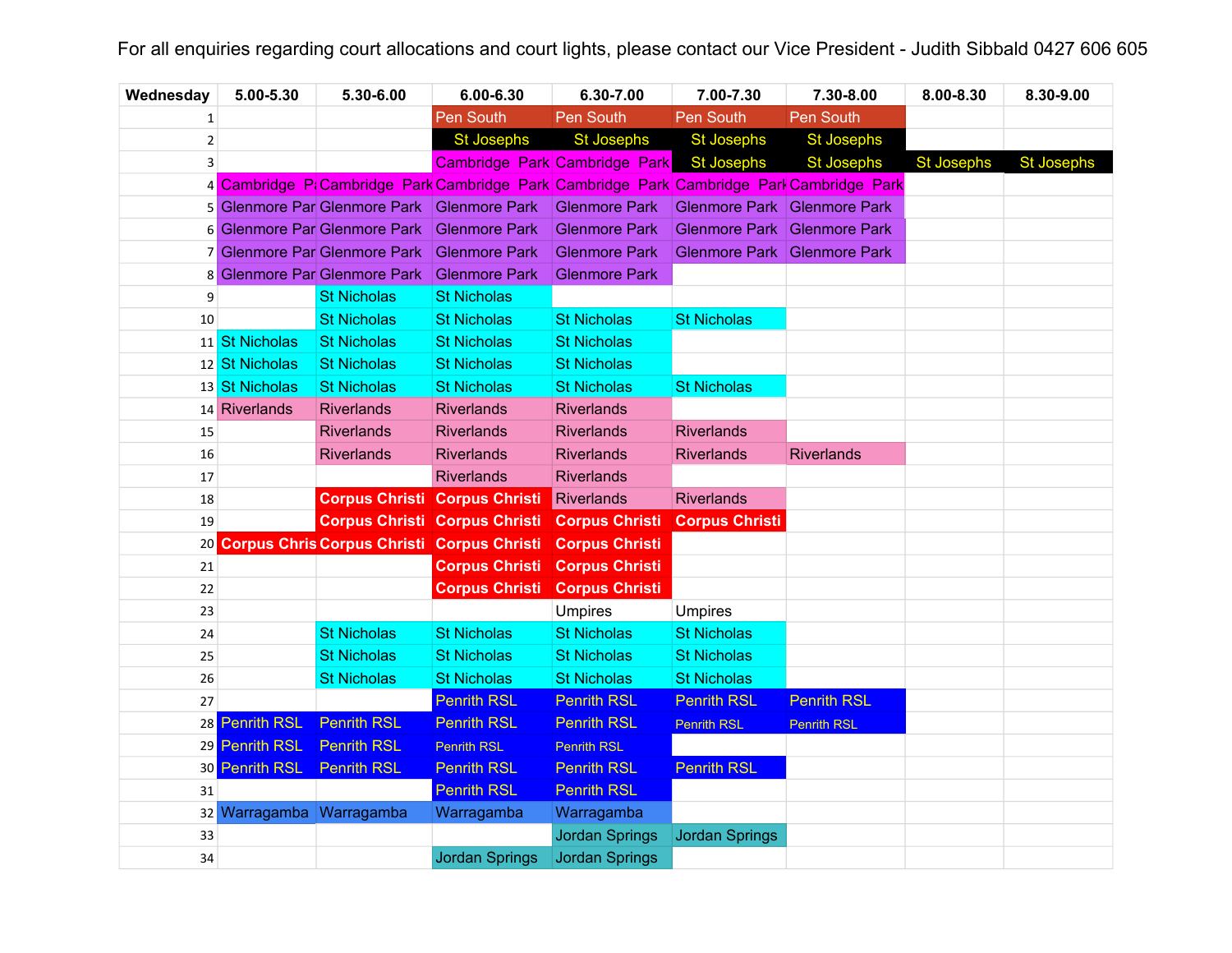For all enquiries regarding court allocations and court lights, please contact our Vice President - Judith Sibbald 0427 606 605

| Wednesday | 5.00-5.30 | 5.30-6.00 | 6.00-6.30 | 6.30-7.00 | 7.00-7.30 | 7.30-8.00 | 8.00-8.30 | 8.30-9.00 |
|---|---|---|---|---|---|---|---|---|
| 1 | | | Pen South | Pen South | Pen South | Pen South | | |
| 2 | | | St Josephs | St Josephs | St Josephs | St Josephs | | |
| 3 | | | Cambridge Park | Cambridge Park | St Josephs | St Josephs | St Josephs | St Josephs |
| 4 | Cambridge Pa | Cambridge Park | Cambridge Park | Cambridge Park | Cambridge Park | Cambridge Park | | |
| 5 | Glenmore Par | Glenmore Park | Glenmore Park | Glenmore Park | Glenmore Park | Glenmore Park | | |
| 6 | Glenmore Par | Glenmore Park | Glenmore Park | Glenmore Park | Glenmore Park | Glenmore Park | | |
| 7 | Glenmore Par | Glenmore Park | Glenmore Park | Glenmore Park | Glenmore Park | Glenmore Park | | |
| 8 | Glenmore Par | Glenmore Park | Glenmore Park | Glenmore Park | | | | |
| 9 | | St Nicholas | St Nicholas | | | | | |
| 10 | | St Nicholas | St Nicholas | St Nicholas | St Nicholas | | | |
| 11 | St Nicholas | St Nicholas | St Nicholas | St Nicholas | | | | |
| 12 | St Nicholas | St Nicholas | St Nicholas | St Nicholas | | | | |
| 13 | St Nicholas | St Nicholas | St Nicholas | St Nicholas | St Nicholas | | | |
| 14 | Riverlands | Riverlands | Riverlands | Riverlands | | | | |
| 15 | | Riverlands | Riverlands | Riverlands | Riverlands | | | |
| 16 | | Riverlands | Riverlands | Riverlands | Riverlands | Riverlands | | |
| 17 | | | Riverlands | Riverlands | | | | |
| 18 | | Corpus Christi | Corpus Christi | Riverlands | Riverlands | | | |
| 19 | | Corpus Christi | Corpus Christi | Corpus Christi | Corpus Christi | | | |
| 20 | Corpus Chris | Corpus Christi | Corpus Christi | Corpus Christi | | | | |
| 21 | | | Corpus Christi | Corpus Christi | | | | |
| 22 | | | Corpus Christi | Corpus Christi | | | | |
| 23 | | | | Umpires | Umpires | | | |
| 24 | | St Nicholas | St Nicholas | St Nicholas | St Nicholas | | | |
| 25 | | St Nicholas | St Nicholas | St Nicholas | St Nicholas | | | |
| 26 | | St Nicholas | St Nicholas | St Nicholas | St Nicholas | | | |
| 27 | | | Penrith RSL | Penrith RSL | Penrith RSL | Penrith RSL | | |
| 28 | Penrith RSL | Penrith RSL | Penrith RSL | Penrith RSL | Penrith RSL | Penrith RSL | | |
| 29 | Penrith RSL | Penrith RSL | Penrith RSL | Penrith RSL | | | | |
| 30 | Penrith RSL | Penrith RSL | Penrith RSL | Penrith RSL | Penrith RSL | | | |
| 31 | | | Penrith RSL | Penrith RSL | | | | |
| 32 | Warragamba | Warragamba | Warragamba | Warragamba | | | | |
| 33 | | | | Jordan Springs | Jordan Springs | | | |
| 34 | | | Jordan Springs | Jordan Springs | | | | |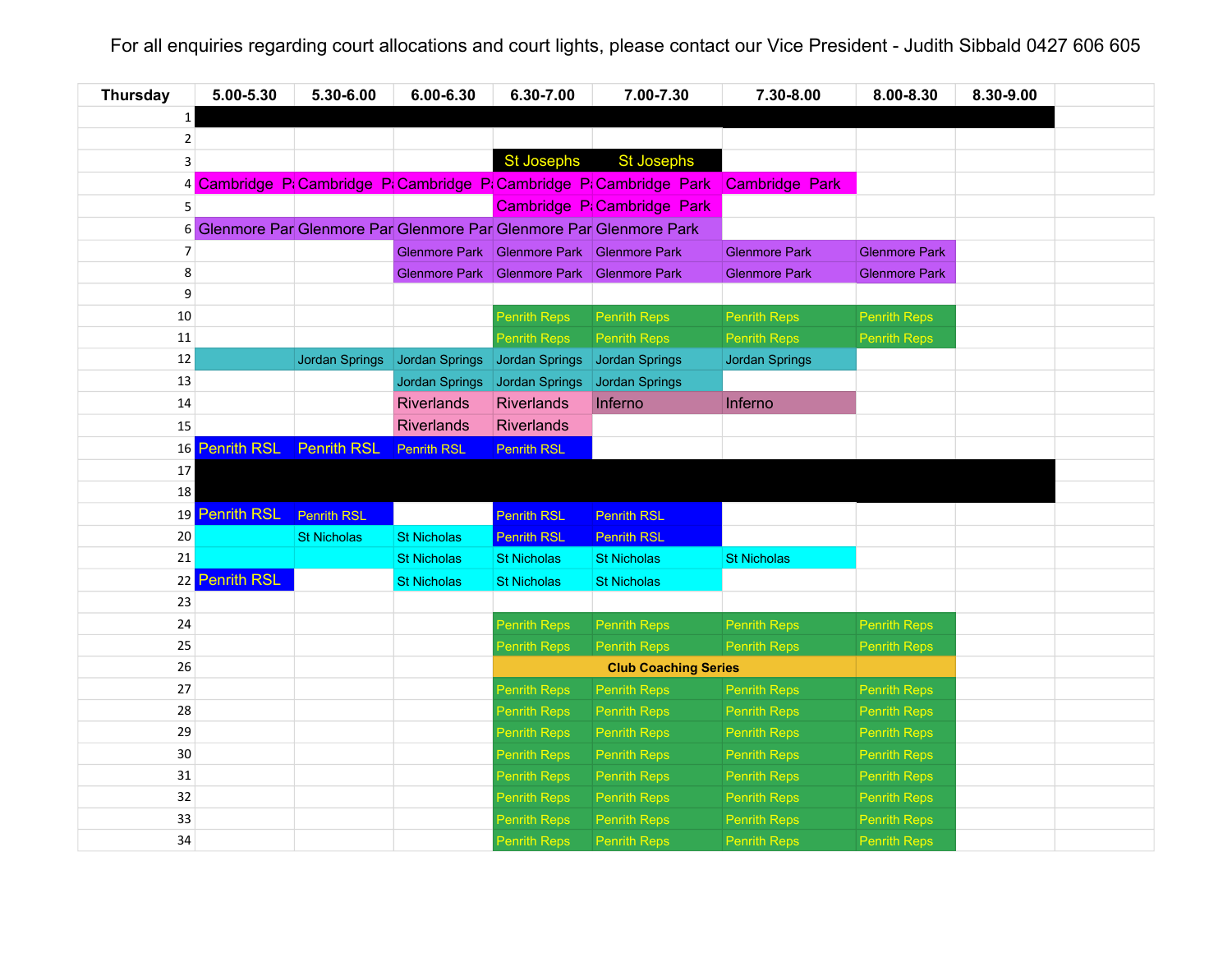For all enquiries regarding court allocations and court lights, please contact our Vice President - Judith Sibbald 0427 606 605

| Thursday | 5.00-5.30 | 5.30-6.00 | 6.00-6.30 | 6.30-7.00 | 7.00-7.30 | 7.30-8.00 | 8.00-8.30 | 8.30-9.00 | |
|---|---|---|---|---|---|---|---|---|---|
| 1 | | | | | | | | | |
| 2 | | | | | | | | | |
| 3 | | | | St Josephs | St Josephs | | | | |
| 4 | Cambridge Pa | Cambridge Pa | Cambridge Pa | Cambridge Pa | Cambridge Park | Cambridge Park | | | |
| 5 | | | | Cambridge Pa | Cambridge Park | | | | |
| 6 | Glenmore Par | Glenmore Par | Glenmore Par | Glenmore Par | Glenmore Park | | | | |
| 7 | | | Glenmore Park | Glenmore Park | Glenmore Park | Glenmore Park | Glenmore Park | | |
| 8 | | | Glenmore Park | Glenmore Park | Glenmore Park | Glenmore Park | Glenmore Park | | |
| 9 | | | | | | | | | |
| 10 | | | | Penrith Reps | Penrith Reps | Penrith Reps | Penrith Reps | | |
| 11 | | | | Penrith Reps | Penrith Reps | Penrith Reps | Penrith Reps | | |
| 12 | | Jordan Springs | Jordan Springs | Jordan Springs | Jordan Springs | Jordan Springs | | | |
| 13 | | | Jordan Springs | Jordan Springs | Jordan Springs | | | | |
| 14 | | | Riverlands | Riverlands | Inferno | Inferno | | | |
| 15 | | | Riverlands | Riverlands | | | | | |
| 16 | Penrith RSL | Penrith RSL | Penrith RSL | Penrith RSL | | | | | |
| 17 | | | | | | | | | |
| 18 | | | | | | | | | |
| 19 | Penrith RSL | Penrith RSL | | Penrith RSL | Penrith RSL | | | | |
| 20 | | St Nicholas | St Nicholas | Penrith RSL | Penrith RSL | | | | |
| 21 | | | St Nicholas | St Nicholas | St Nicholas | St Nicholas | | | |
| 22 | Penrith RSL | | St Nicholas | St Nicholas | St Nicholas | | | | |
| 23 | | | | | | | | | |
| 24 | | | | Penrith Reps | Penrith Reps | Penrith Reps | Penrith Reps | | |
| 25 | | | | Penrith Reps | Penrith Reps | Penrith Reps | Penrith Reps | | |
| 26 | | | | Club Coaching Series | | | | | |
| 27 | | | | Penrith Reps | Penrith Reps | Penrith Reps | Penrith Reps | | |
| 28 | | | | Penrith Reps | Penrith Reps | Penrith Reps | Penrith Reps | | |
| 29 | | | | Penrith Reps | Penrith Reps | Penrith Reps | Penrith Reps | | |
| 30 | | | | Penrith Reps | Penrith Reps | Penrith Reps | Penrith Reps | | |
| 31 | | | | Penrith Reps | Penrith Reps | Penrith Reps | Penrith Reps | | |
| 32 | | | | Penrith Reps | Penrith Reps | Penrith Reps | Penrith Reps | | |
| 33 | | | | Penrith Reps | Penrith Reps | Penrith Reps | Penrith Reps | | |
| 34 | | | | Penrith Reps | Penrith Reps | Penrith Reps | Penrith Reps | | |